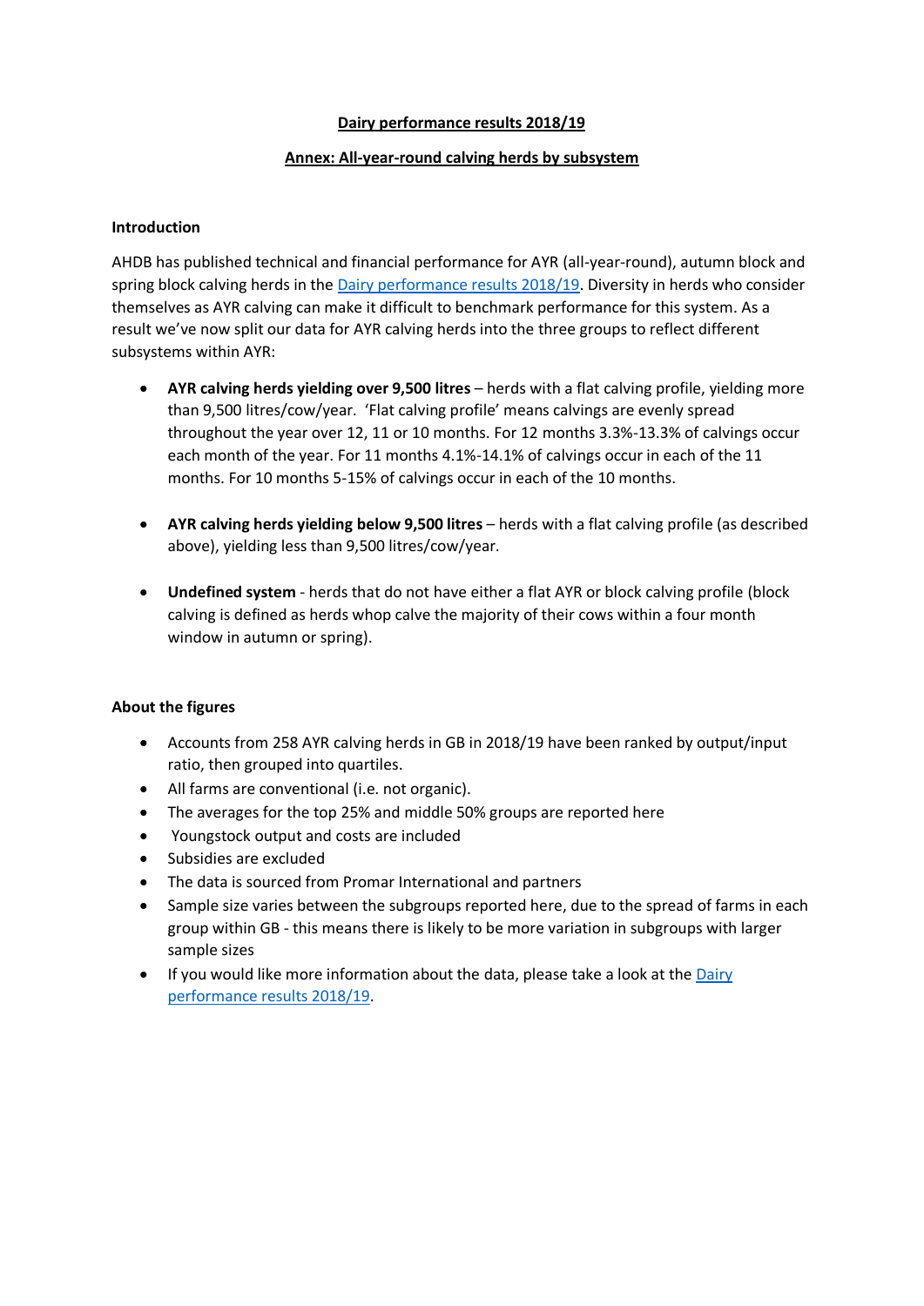# Dairy performance results 2018/19

## Annex: All-year-round calving herds by subsystem

### Introduction

AHDB has published technical and financial performance for AYR (all-year-round), autumn block and spring block calving herds in the Dairy performance results 2018/19. Diversity in herds who consider themselves as AYR calving can make it difficult to benchmark performance for this system. As a result we've now split our data for AYR calving herds into the three groups to reflect different subsystems within AYR:

- **AYR calving herds yielding over 9,500 litres** – herds with a flat calving profile, yielding more than 9,500 litres/cow/year. 'Flat calving profile' means calvings are evenly spread throughout the year over 12, 11 or 10 months. For 12 months 3.3%-13.3% of calvings occur each month of the year. For 11 months 4.1%-14.1% of calvings occur in each of the 11 months. For 10 months 5-15% of calvings occur in each of the 10 months.

- **AYR calving herds yielding below 9,500 litres** – herds with a flat calving profile (as described above), yielding less than 9,500 litres/cow/year.

- **Undefined system** - herds that do not have either a flat AYR or block calving profile (block calving is defined as herds whop calve the majority of their cows within a four month window in autumn or spring).

### About the figures

- Accounts from 258 AYR calving herds in GB in 2018/19 have been ranked by output/input ratio, then grouped into quartiles.
- All farms are conventional (i.e. not organic).
- The averages for the top 25% and middle 50% groups are reported here
- Youngstock output and costs are included
- Subsidies are excluded
- The data is sourced from Promar International and partners
- Sample size varies between the subgroups reported here, due to the spread of farms in each group within GB - this means there is likely to be more variation in subgroups with larger sample sizes
- If you would like more information about the data, please take a look at the Dairy performance results 2018/19.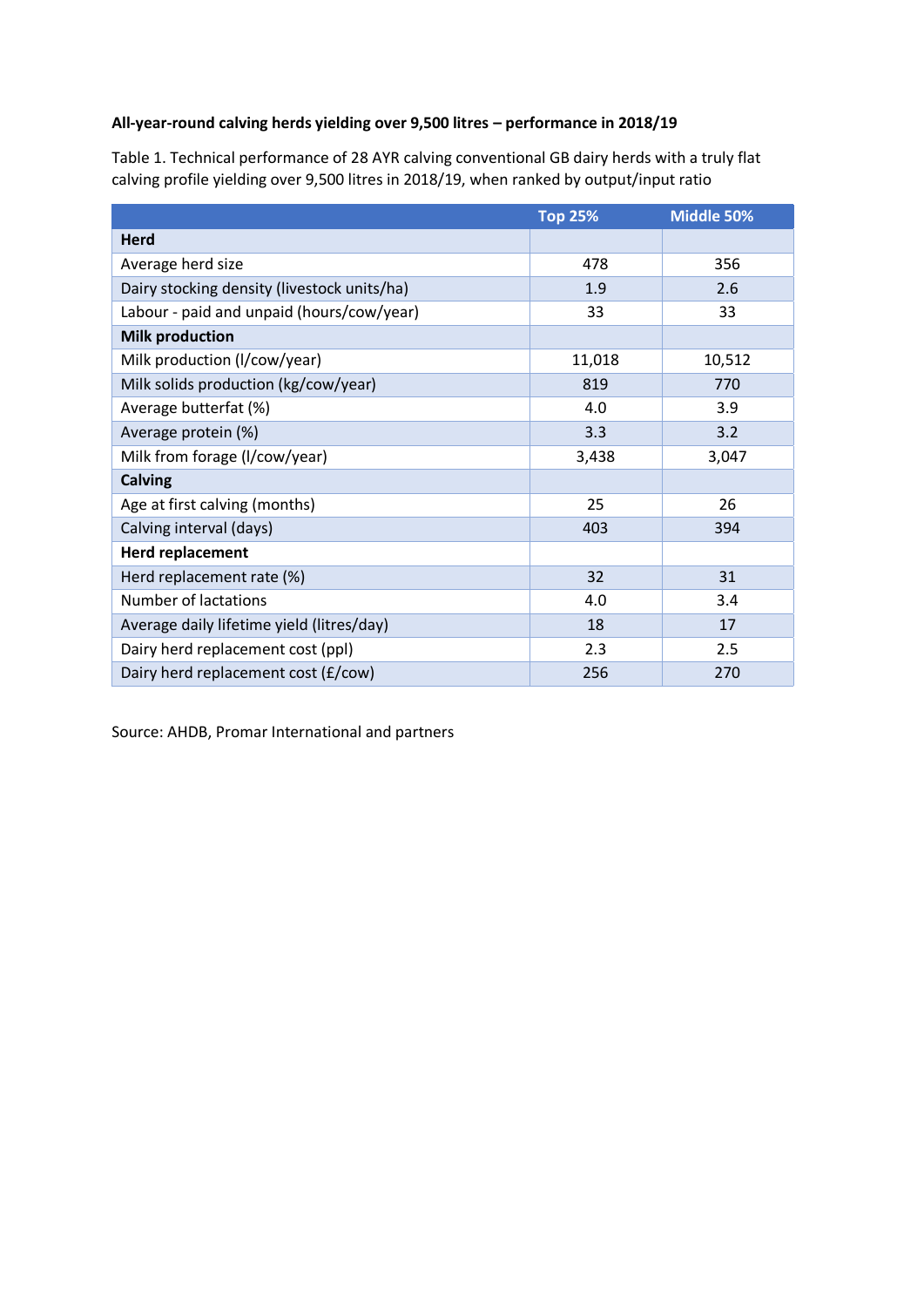**All-year-round calving herds yielding over 9,500 litres – performance in 2018/19**

Table 1. Technical performance of 28 AYR calving conventional GB dairy herds with a truly flat calving profile yielding over 9,500 litres in 2018/19, when ranked by output/input ratio

| | Top 25% | Middle 50% |
|---|---|---|
| **Herd** | | |
| Average herd size | 478 | 356 |
| Dairy stocking density (livestock units/ha) | 1.9 | 2.6 |
| Labour - paid and unpaid (hours/cow/year) | 33 | 33 |
| **Milk production** | | |
| Milk production (l/cow/year) | 11,018 | 10,512 |
| Milk solids production (kg/cow/year) | 819 | 770 |
| Average butterfat (%) | 4.0 | 3.9 |
| Average protein (%) | 3.3 | 3.2 |
| Milk from forage (l/cow/year) | 3,438 | 3,047 |
| **Calving** | | |
| Age at first calving (months) | 25 | 26 |
| Calving interval (days) | 403 | 394 |
| **Herd replacement** | | |
| Herd replacement rate (%) | 32 | 31 |
| Number of lactations | 4.0 | 3.4 |
| Average daily lifetime yield (litres/day) | 18 | 17 |
| Dairy herd replacement cost (ppl) | 2.3 | 2.5 |
| Dairy herd replacement cost (£/cow) | 256 | 270 |

Source: AHDB, Promar International and partners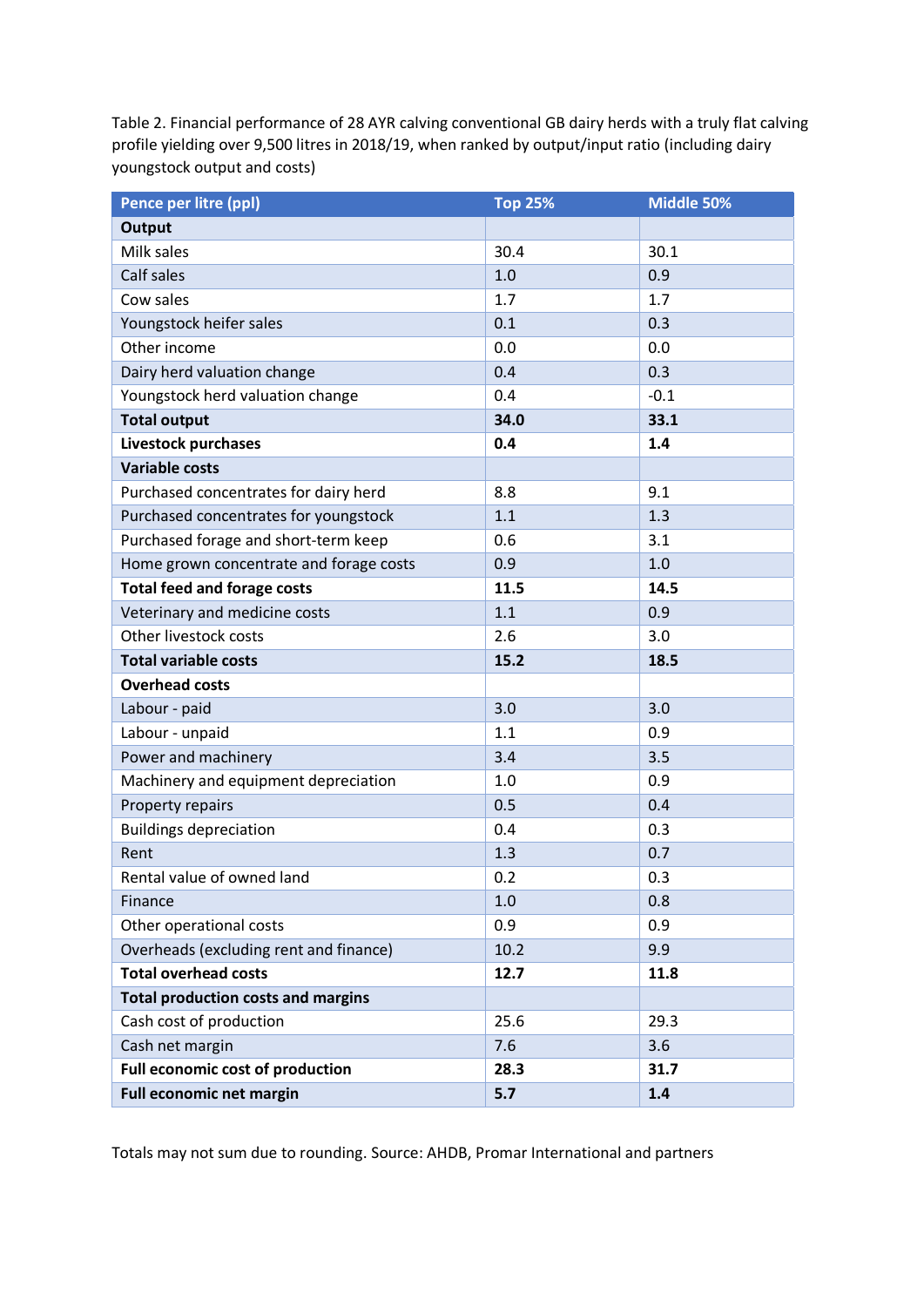Table 2. Financial performance of 28 AYR calving conventional GB dairy herds with a truly flat calving profile yielding over 9,500 litres in 2018/19, when ranked by output/input ratio (including dairy youngstock output and costs)

| Pence per litre (ppl) | Top 25% | Middle 50% |
|---|---|---|
| **Output** | | |
| Milk sales | 30.4 | 30.1 |
| Calf sales | 1.0 | 0.9 |
| Cow sales | 1.7 | 1.7 |
| Youngstock heifer sales | 0.1 | 0.3 |
| Other income | 0.0 | 0.0 |
| Dairy herd valuation change | 0.4 | 0.3 |
| Youngstock herd valuation change | 0.4 | -0.1 |
| **Total output** | **34.0** | **33.1** |
| **Livestock purchases** | **0.4** | **1.4** |
| **Variable costs** | | |
| Purchased concentrates for dairy herd | 8.8 | 9.1 |
| Purchased concentrates for youngstock | 1.1 | 1.3 |
| Purchased forage and short-term keep | 0.6 | 3.1 |
| Home grown concentrate and forage costs | 0.9 | 1.0 |
| **Total feed and forage costs** | **11.5** | **14.5** |
| Veterinary and medicine costs | 1.1 | 0.9 |
| Other livestock costs | 2.6 | 3.0 |
| **Total variable costs** | **15.2** | **18.5** |
| **Overhead costs** | | |
| Labour - paid | 3.0 | 3.0 |
| Labour - unpaid | 1.1 | 0.9 |
| Power and machinery | 3.4 | 3.5 |
| Machinery and equipment depreciation | 1.0 | 0.9 |
| Property repairs | 0.5 | 0.4 |
| Buildings depreciation | 0.4 | 0.3 |
| Rent | 1.3 | 0.7 |
| Rental value of owned land | 0.2 | 0.3 |
| Finance | 1.0 | 0.8 |
| Other operational costs | 0.9 | 0.9 |
| Overheads (excluding rent and finance) | 10.2 | 9.9 |
| **Total overhead costs** | **12.7** | **11.8** |
| **Total production costs and margins** | | |
| Cash cost of production | 25.6 | 29.3 |
| Cash net margin | 7.6 | 3.6 |
| **Full economic cost of production** | **28.3** | **31.7** |
| **Full economic net margin** | **5.7** | **1.4** |

Totals may not sum due to rounding. Source: AHDB, Promar International and partners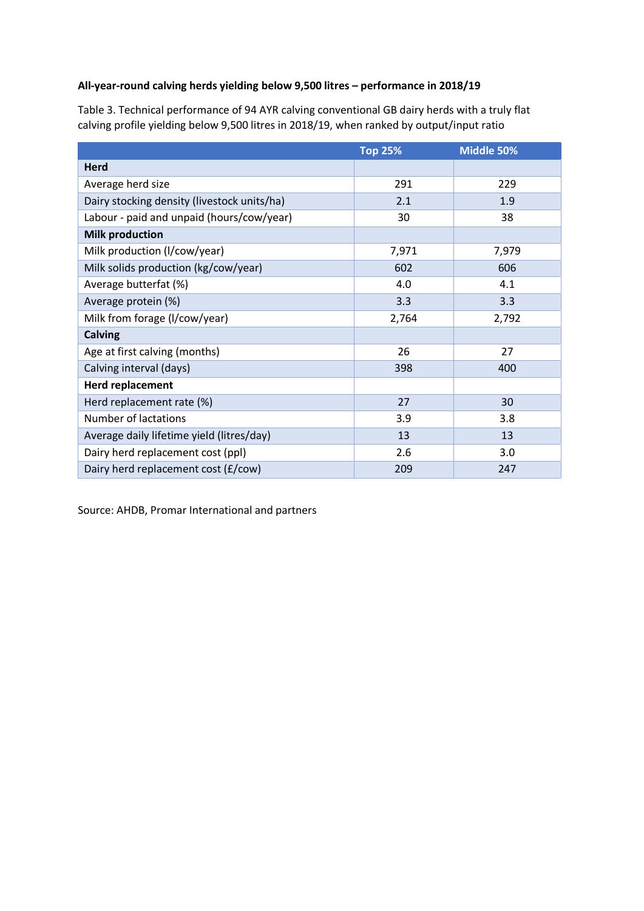**All-year-round calving herds yielding below 9,500 litres – performance in 2018/19**

Table 3. Technical performance of 94 AYR calving conventional GB dairy herds with a truly flat calving profile yielding below 9,500 litres in 2018/19, when ranked by output/input ratio

| | Top 25% | Middle 50% |
|---|---|---|
| **Herd** | | |
| Average herd size | 291 | 229 |
| Dairy stocking density (livestock units/ha) | 2.1 | 1.9 |
| Labour - paid and unpaid (hours/cow/year) | 30 | 38 |
| **Milk production** | | |
| Milk production (l/cow/year) | 7,971 | 7,979 |
| Milk solids production (kg/cow/year) | 602 | 606 |
| Average butterfat (%) | 4.0 | 4.1 |
| Average protein (%) | 3.3 | 3.3 |
| Milk from forage (l/cow/year) | 2,764 | 2,792 |
| **Calving** | | |
| Age at first calving (months) | 26 | 27 |
| Calving interval (days) | 398 | 400 |
| **Herd replacement** | | |
| Herd replacement rate (%) | 27 | 30 |
| Number of lactations | 3.9 | 3.8 |
| Average daily lifetime yield (litres/day) | 13 | 13 |
| Dairy herd replacement cost (ppl) | 2.6 | 3.0 |
| Dairy herd replacement cost (£/cow) | 209 | 247 |

Source: AHDB, Promar International and partners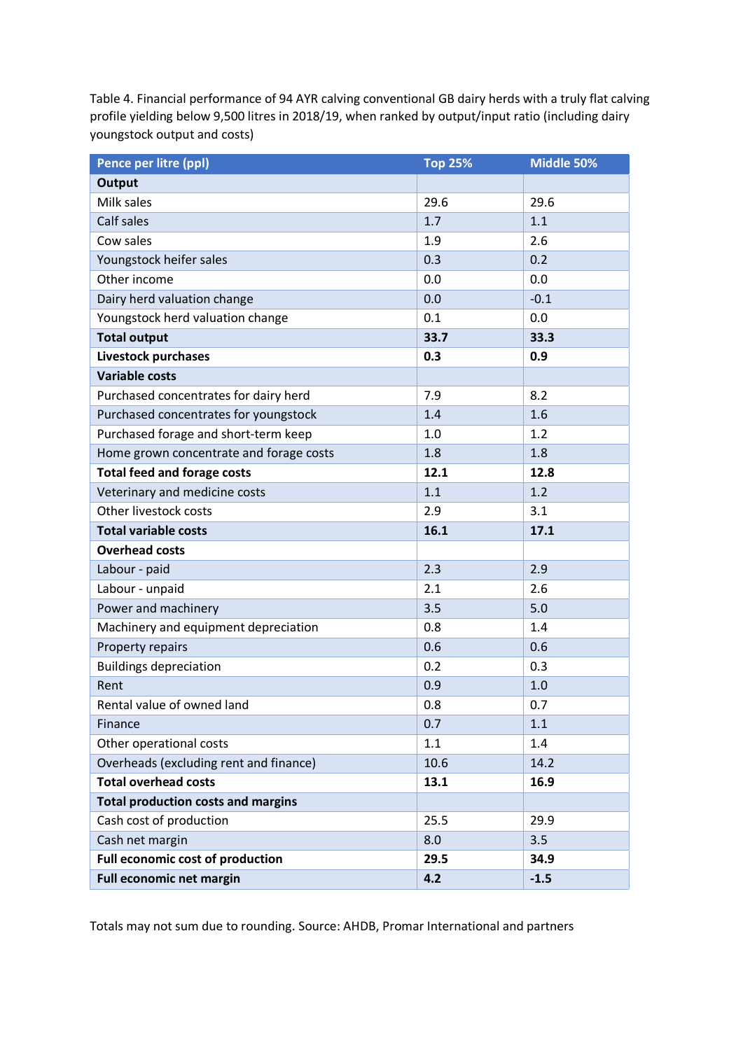Table 4. Financial performance of 94 AYR calving conventional GB dairy herds with a truly flat calving profile yielding below 9,500 litres in 2018/19, when ranked by output/input ratio (including dairy youngstock output and costs)

| Pence per litre (ppl) | Top 25% | Middle 50% |
|---|---|---|
| **Output** | | |
| Milk sales | 29.6 | 29.6 |
| Calf sales | 1.7 | 1.1 |
| Cow sales | 1.9 | 2.6 |
| Youngstock heifer sales | 0.3 | 0.2 |
| Other income | 0.0 | 0.0 |
| Dairy herd valuation change | 0.0 | -0.1 |
| Youngstock herd valuation change | 0.1 | 0.0 |
| **Total output** | **33.7** | **33.3** |
| **Livestock purchases** | **0.3** | **0.9** |
| **Variable costs** | | |
| Purchased concentrates for dairy herd | 7.9 | 8.2 |
| Purchased concentrates for youngstock | 1.4 | 1.6 |
| Purchased forage and short-term keep | 1.0 | 1.2 |
| Home grown concentrate and forage costs | 1.8 | 1.8 |
| **Total feed and forage costs** | **12.1** | **12.8** |
| Veterinary and medicine costs | 1.1 | 1.2 |
| Other livestock costs | 2.9 | 3.1 |
| **Total variable costs** | **16.1** | **17.1** |
| **Overhead costs** | | |
| Labour - paid | 2.3 | 2.9 |
| Labour - unpaid | 2.1 | 2.6 |
| Power and machinery | 3.5 | 5.0 |
| Machinery and equipment depreciation | 0.8 | 1.4 |
| Property repairs | 0.6 | 0.6 |
| Buildings depreciation | 0.2 | 0.3 |
| Rent | 0.9 | 1.0 |
| Rental value of owned land | 0.8 | 0.7 |
| Finance | 0.7 | 1.1 |
| Other operational costs | 1.1 | 1.4 |
| Overheads (excluding rent and finance) | 10.6 | 14.2 |
| **Total overhead costs** | **13.1** | **16.9** |
| **Total production costs and margins** | | |
| Cash cost of production | 25.5 | 29.9 |
| Cash net margin | 8.0 | 3.5 |
| **Full economic cost of production** | **29.5** | **34.9** |
| **Full economic net margin** | **4.2** | **-1.5** |

Totals may not sum due to rounding. Source: AHDB, Promar International and partners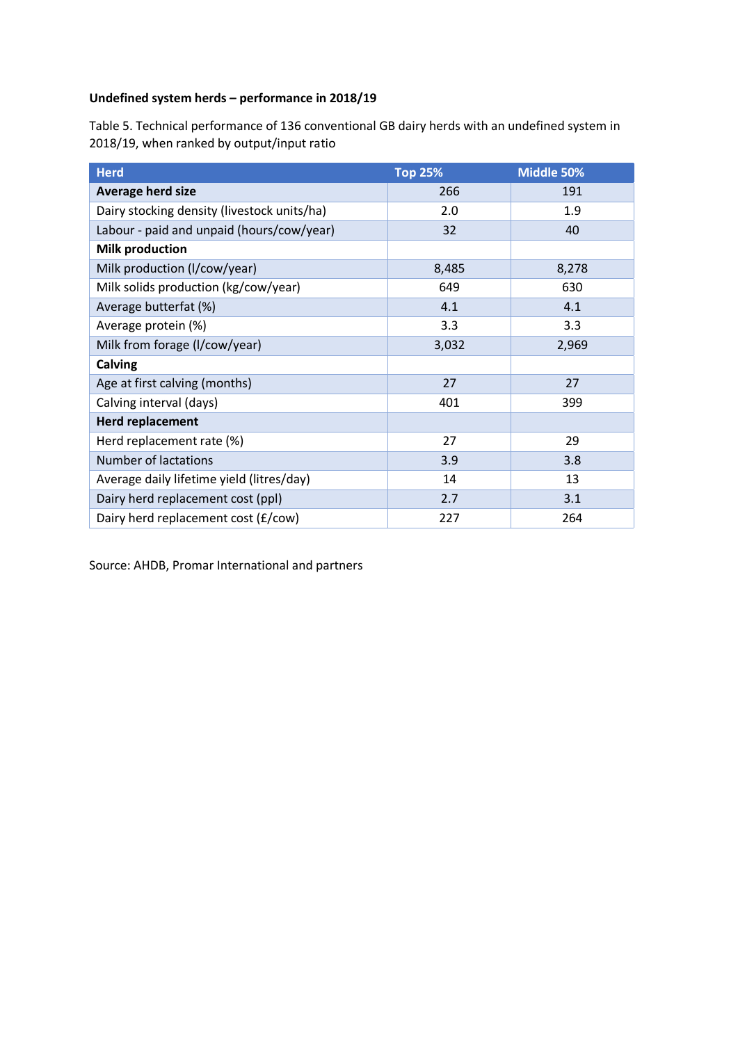**Undefined system herds – performance in 2018/19**

Table 5. Technical performance of 136 conventional GB dairy herds with an undefined system in 2018/19, when ranked by output/input ratio

| Herd | Top 25% | Middle 50% |
|---|---|---|
| **Average herd size** | 266 | 191 |
| Dairy stocking density (livestock units/ha) | 2.0 | 1.9 |
| Labour - paid and unpaid (hours/cow/year) | 32 | 40 |
| **Milk production** | | |
| Milk production (l/cow/year) | 8,485 | 8,278 |
| Milk solids production (kg/cow/year) | 649 | 630 |
| Average butterfat (%) | 4.1 | 4.1 |
| Average protein (%) | 3.3 | 3.3 |
| Milk from forage (l/cow/year) | 3,032 | 2,969 |
| **Calving** | | |
| Age at first calving (months) | 27 | 27 |
| Calving interval (days) | 401 | 399 |
| **Herd replacement** | | |
| Herd replacement rate (%) | 27 | 29 |
| Number of lactations | 3.9 | 3.8 |
| Average daily lifetime yield (litres/day) | 14 | 13 |
| Dairy herd replacement cost (ppl) | 2.7 | 3.1 |
| Dairy herd replacement cost (£/cow) | 227 | 264 |

Source: AHDB, Promar International and partners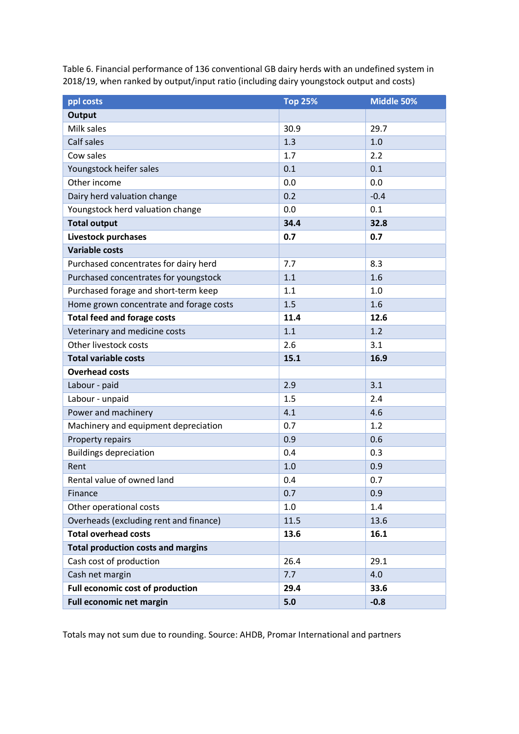Table 6. Financial performance of 136 conventional GB dairy herds with an undefined system in 2018/19, when ranked by output/input ratio (including dairy youngstock output and costs)

| ppl costs | Top 25% | Middle 50% |
|---|---|---|
| **Output** | | |
| Milk sales | 30.9 | 29.7 |
| Calf sales | 1.3 | 1.0 |
| Cow sales | 1.7 | 2.2 |
| Youngstock heifer sales | 0.1 | 0.1 |
| Other income | 0.0 | 0.0 |
| Dairy herd valuation change | 0.2 | -0.4 |
| Youngstock herd valuation change | 0.0 | 0.1 |
| **Total output** | **34.4** | **32.8** |
| **Livestock purchases** | **0.7** | **0.7** |
| **Variable costs** | | |
| Purchased concentrates for dairy herd | 7.7 | 8.3 |
| Purchased concentrates for youngstock | 1.1 | 1.6 |
| Purchased forage and short-term keep | 1.1 | 1.0 |
| Home grown concentrate and forage costs | 1.5 | 1.6 |
| **Total feed and forage costs** | **11.4** | **12.6** |
| Veterinary and medicine costs | 1.1 | 1.2 |
| Other livestock costs | 2.6 | 3.1 |
| **Total variable costs** | **15.1** | **16.9** |
| **Overhead costs** | | |
| Labour - paid | 2.9 | 3.1 |
| Labour - unpaid | 1.5 | 2.4 |
| Power and machinery | 4.1 | 4.6 |
| Machinery and equipment depreciation | 0.7 | 1.2 |
| Property repairs | 0.9 | 0.6 |
| Buildings depreciation | 0.4 | 0.3 |
| Rent | 1.0 | 0.9 |
| Rental value of owned land | 0.4 | 0.7 |
| Finance | 0.7 | 0.9 |
| Other operational costs | 1.0 | 1.4 |
| Overheads (excluding rent and finance) | 11.5 | 13.6 |
| **Total overhead costs** | **13.6** | **16.1** |
| **Total production costs and margins** | | |
| Cash cost of production | 26.4 | 29.1 |
| Cash net margin | 7.7 | 4.0 |
| **Full economic cost of production** | **29.4** | **33.6** |
| **Full economic net margin** | **5.0** | **-0.8** |

Totals may not sum due to rounding. Source: AHDB, Promar International and partners